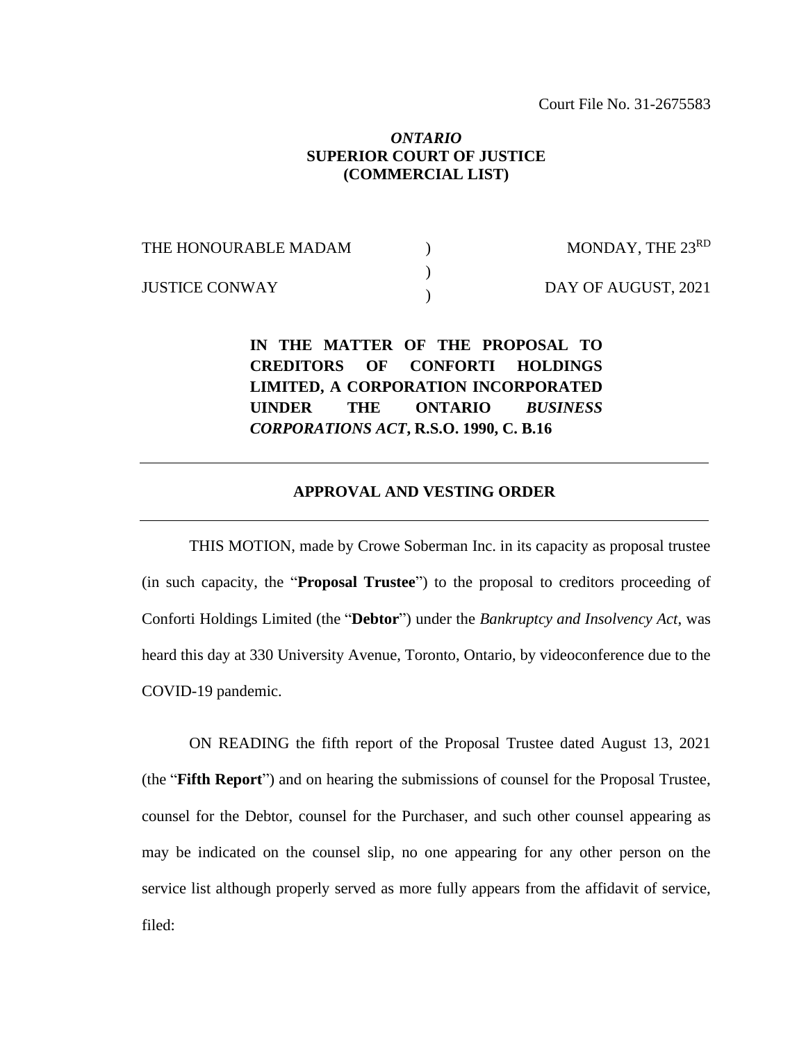Court File No. 31-2675583

***ONTARIO***
**SUPERIOR COURT OF JUSTICE**
**(COMMERCIAL LIST)**

| | | |
|---|---|---|
| THE HONOURABLE MADAM | ) | MONDAY, THE 23RD |
| | ) | |
| JUSTICE CONWAY | ) | DAY OF AUGUST, 2021 |

**IN THE MATTER OF THE PROPOSAL TO CREDITORS OF CONFORTI HOLDINGS LIMITED, A CORPORATION INCORPORATED UINDER THE ONTARIO *BUSINESS CORPORATIONS ACT*, R.S.O. 1990, C. B.16**

---

**APPROVAL AND VESTING ORDER**

---

THIS MOTION, made by Crowe Soberman Inc. in its capacity as proposal trustee (in such capacity, the "**Proposal Trustee**") to the proposal to creditors proceeding of Conforti Holdings Limited (the "**Debtor**") under the *Bankruptcy and Insolvency Act*, was heard this day at 330 University Avenue, Toronto, Ontario, by videoconference due to the COVID-19 pandemic.

ON READING the fifth report of the Proposal Trustee dated August 13, 2021 (the "**Fifth Report**") and on hearing the submissions of counsel for the Proposal Trustee, counsel for the Debtor, counsel for the Purchaser, and such other counsel appearing as may be indicated on the counsel slip, no one appearing for any other person on the service list although properly served as more fully appears from the affidavit of service, filed: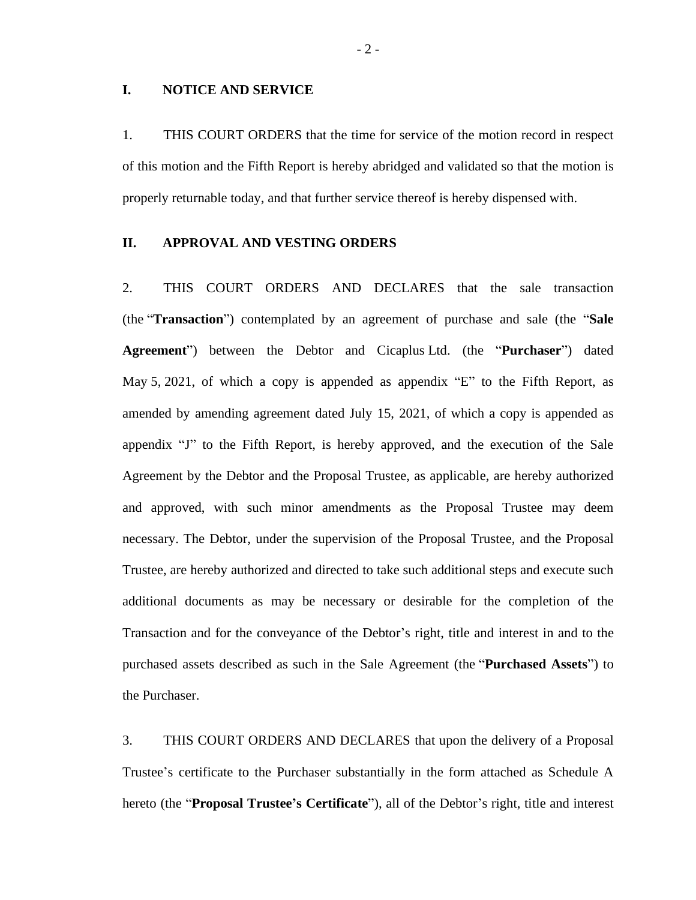## I. NOTICE AND SERVICE

1. THIS COURT ORDERS that the time for service of the motion record in respect of this motion and the Fifth Report is hereby abridged and validated so that the motion is properly returnable today, and that further service thereof is hereby dispensed with.

## II. APPROVAL AND VESTING ORDERS

2. THIS COURT ORDERS AND DECLARES that the sale transaction (the "**Transaction**") contemplated by an agreement of purchase and sale (the "**Sale Agreement**") between the Debtor and Cicaplus Ltd. (the "**Purchaser**") dated May 5, 2021, of which a copy is appended as appendix "E" to the Fifth Report, as amended by amending agreement dated July 15, 2021, of which a copy is appended as appendix "J" to the Fifth Report, is hereby approved, and the execution of the Sale Agreement by the Debtor and the Proposal Trustee, as applicable, are hereby authorized and approved, with such minor amendments as the Proposal Trustee may deem necessary. The Debtor, under the supervision of the Proposal Trustee, and the Proposal Trustee, are hereby authorized and directed to take such additional steps and execute such additional documents as may be necessary or desirable for the completion of the Transaction and for the conveyance of the Debtor's right, title and interest in and to the purchased assets described as such in the Sale Agreement (the "**Purchased Assets**") to the Purchaser.

3. THIS COURT ORDERS AND DECLARES that upon the delivery of a Proposal Trustee's certificate to the Purchaser substantially in the form attached as Schedule A hereto (the "**Proposal Trustee's Certificate**"), all of the Debtor's right, title and interest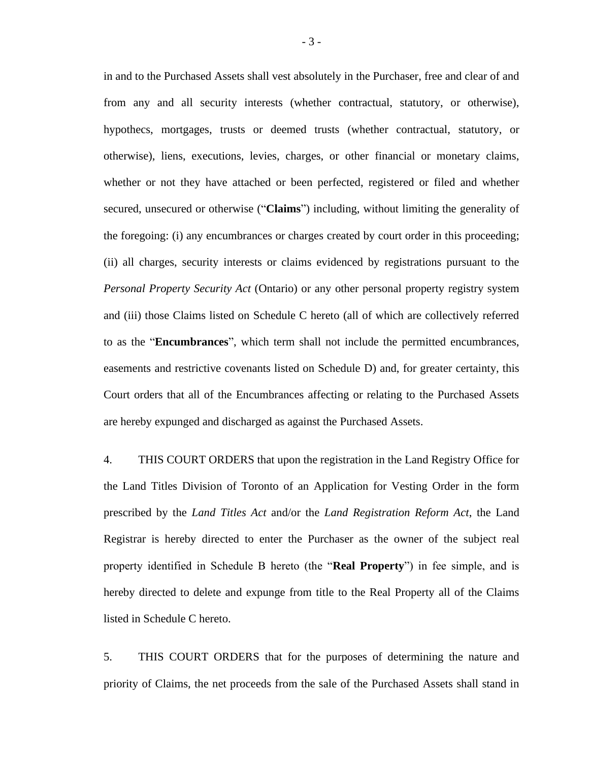in and to the Purchased Assets shall vest absolutely in the Purchaser, free and clear of and from any and all security interests (whether contractual, statutory, or otherwise), hypothecs, mortgages, trusts or deemed trusts (whether contractual, statutory, or otherwise), liens, executions, levies, charges, or other financial or monetary claims, whether or not they have attached or been perfected, registered or filed and whether secured, unsecured or otherwise ("**Claims**") including, without limiting the generality of the foregoing: (i) any encumbrances or charges created by court order in this proceeding; (ii) all charges, security interests or claims evidenced by registrations pursuant to the *Personal Property Security Act* (Ontario) or any other personal property registry system and (iii) those Claims listed on Schedule C hereto (all of which are collectively referred to as the "**Encumbrances**", which term shall not include the permitted encumbrances, easements and restrictive covenants listed on Schedule D) and, for greater certainty, this Court orders that all of the Encumbrances affecting or relating to the Purchased Assets are hereby expunged and discharged as against the Purchased Assets.

4. THIS COURT ORDERS that upon the registration in the Land Registry Office for the Land Titles Division of Toronto of an Application for Vesting Order in the form prescribed by the *Land Titles Act* and/or the *Land Registration Reform Act*, the Land Registrar is hereby directed to enter the Purchaser as the owner of the subject real property identified in Schedule B hereto (the "**Real Property**") in fee simple, and is hereby directed to delete and expunge from title to the Real Property all of the Claims listed in Schedule C hereto.

5. THIS COURT ORDERS that for the purposes of determining the nature and priority of Claims, the net proceeds from the sale of the Purchased Assets shall stand in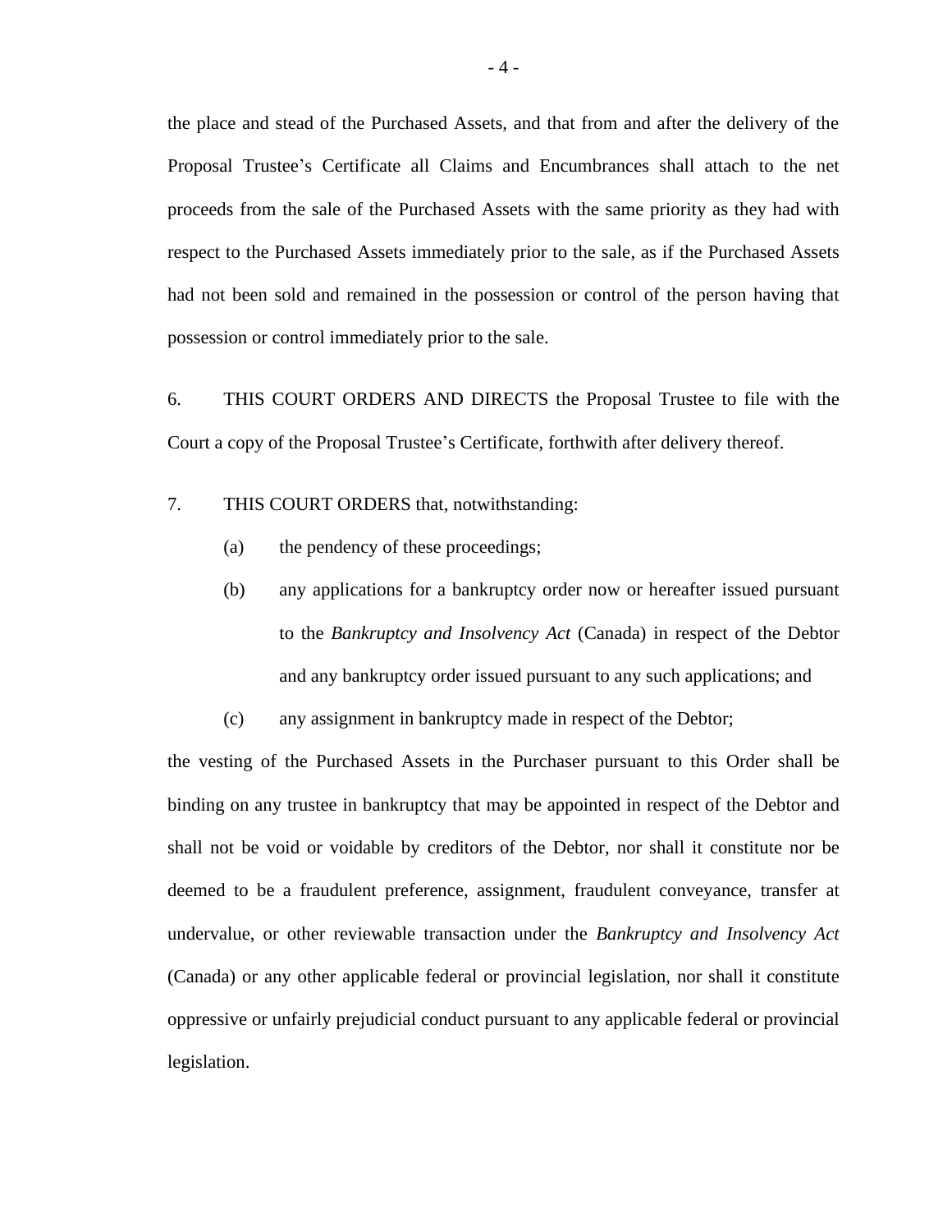the place and stead of the Purchased Assets, and that from and after the delivery of the Proposal Trustee's Certificate all Claims and Encumbrances shall attach to the net proceeds from the sale of the Purchased Assets with the same priority as they had with respect to the Purchased Assets immediately prior to the sale, as if the Purchased Assets had not been sold and remained in the possession or control of the person having that possession or control immediately prior to the sale.

6. THIS COURT ORDERS AND DIRECTS the Proposal Trustee to file with the Court a copy of the Proposal Trustee's Certificate, forthwith after delivery thereof.

7. THIS COURT ORDERS that, notwithstanding:

- (a) the pendency of these proceedings;
- (b) any applications for a bankruptcy order now or hereafter issued pursuant to the *Bankruptcy and Insolvency Act* (Canada) in respect of the Debtor and any bankruptcy order issued pursuant to any such applications; and
- (c) any assignment in bankruptcy made in respect of the Debtor;

the vesting of the Purchased Assets in the Purchaser pursuant to this Order shall be binding on any trustee in bankruptcy that may be appointed in respect of the Debtor and shall not be void or voidable by creditors of the Debtor, nor shall it constitute nor be deemed to be a fraudulent preference, assignment, fraudulent conveyance, transfer at undervalue, or other reviewable transaction under the *Bankruptcy and Insolvency Act* (Canada) or any other applicable federal or provincial legislation, nor shall it constitute oppressive or unfairly prejudicial conduct pursuant to any applicable federal or provincial legislation.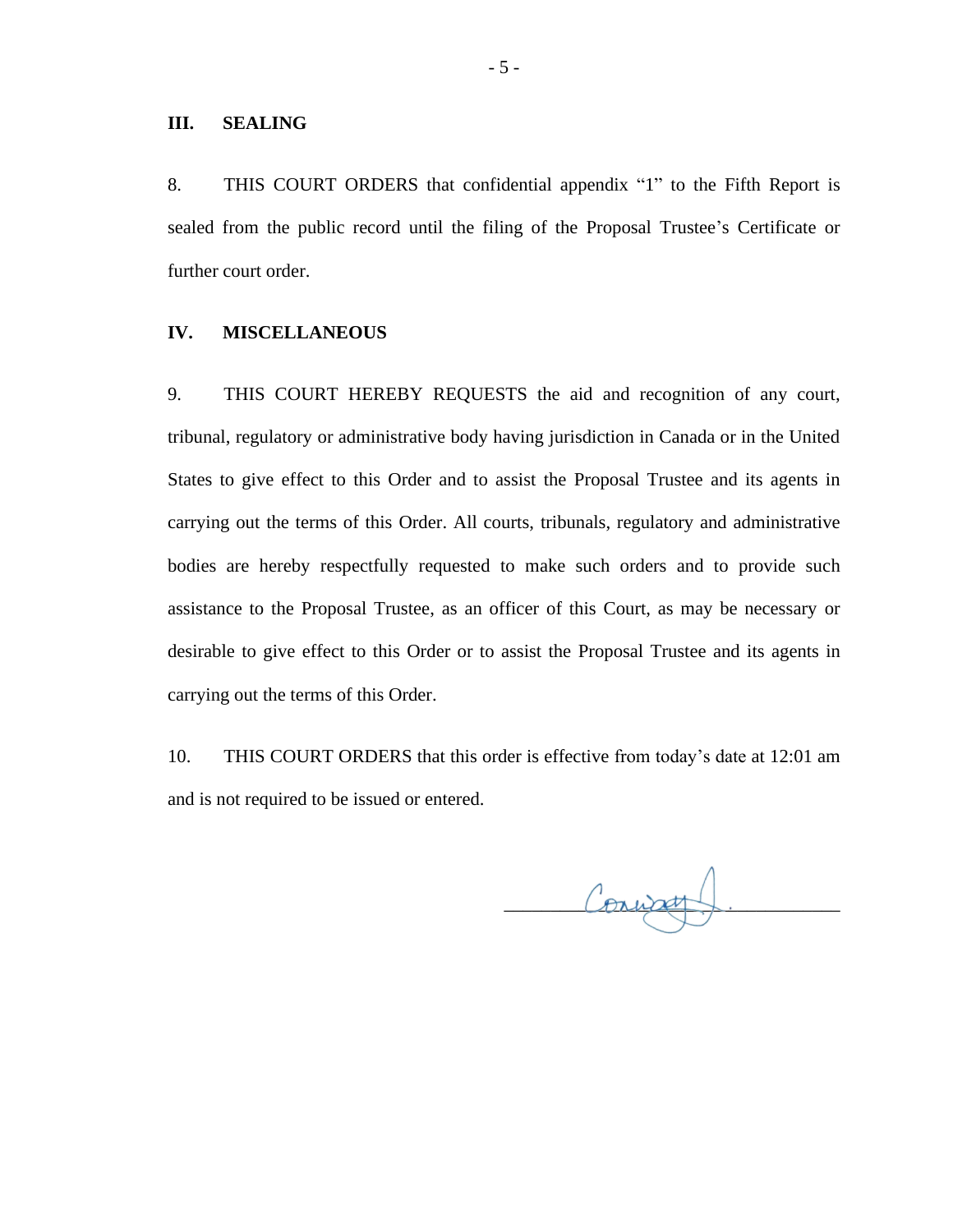## III. SEALING

8. THIS COURT ORDERS that confidential appendix "1" to the Fifth Report is sealed from the public record until the filing of the Proposal Trustee's Certificate or further court order.

## IV. MISCELLANEOUS

9. THIS COURT HEREBY REQUESTS the aid and recognition of any court, tribunal, regulatory or administrative body having jurisdiction in Canada or in the United States to give effect to this Order and to assist the Proposal Trustee and its agents in carrying out the terms of this Order. All courts, tribunals, regulatory and administrative bodies are hereby respectfully requested to make such orders and to provide such assistance to the Proposal Trustee, as an officer of this Court, as may be necessary or desirable to give effect to this Order or to assist the Proposal Trustee and its agents in carrying out the terms of this Order.

10. THIS COURT ORDERS that this order is effective from today's date at 12:01 am and is not required to be issued or entered.

Conway J.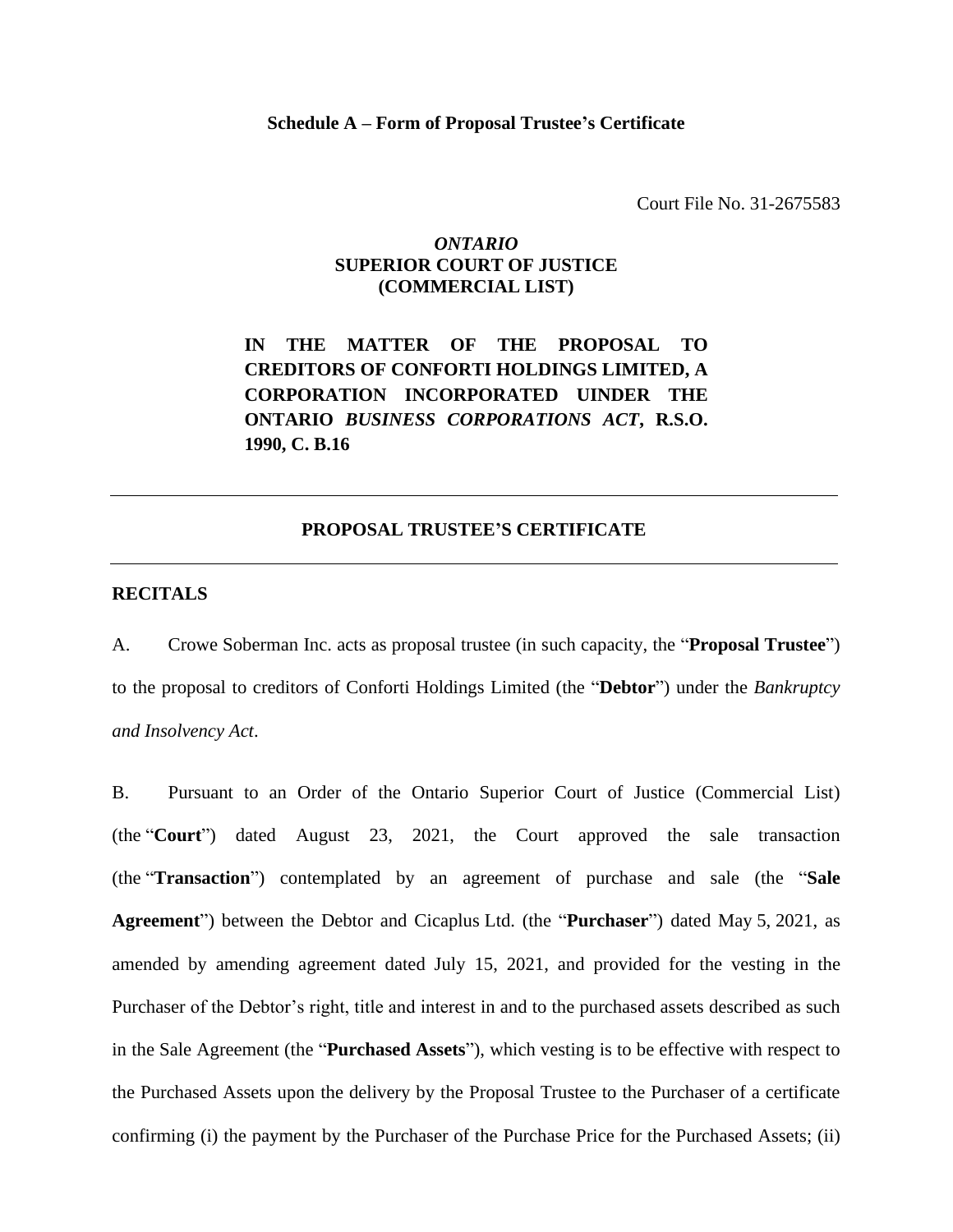**Schedule A – Form of Proposal Trustee's Certificate**

Court File No. 31-2675583

*ONTARIO*
**SUPERIOR COURT OF JUSTICE**
**(COMMERCIAL LIST)**

**IN THE MATTER OF THE PROPOSAL TO CREDITORS OF CONFORTI HOLDINGS LIMITED, A CORPORATION INCORPORATED UINDER THE ONTARIO *BUSINESS CORPORATIONS ACT*, R.S.O. 1990, C. B.16**

---

**PROPOSAL TRUSTEE'S CERTIFICATE**

---

**RECITALS**

A. Crowe Soberman Inc. acts as proposal trustee (in such capacity, the "**Proposal Trustee**") to the proposal to creditors of Conforti Holdings Limited (the "**Debtor**") under the *Bankruptcy and Insolvency Act*.

B. Pursuant to an Order of the Ontario Superior Court of Justice (Commercial List) (the "**Court**") dated August 23, 2021, the Court approved the sale transaction (the "**Transaction**") contemplated by an agreement of purchase and sale (the "**Sale Agreement**") between the Debtor and Cicaplus Ltd. (the "**Purchaser**") dated May 5, 2021, as amended by amending agreement dated July 15, 2021, and provided for the vesting in the Purchaser of the Debtor's right, title and interest in and to the purchased assets described as such in the Sale Agreement (the "**Purchased Assets**"), which vesting is to be effective with respect to the Purchased Assets upon the delivery by the Proposal Trustee to the Purchaser of a certificate confirming (i) the payment by the Purchaser of the Purchase Price for the Purchased Assets; (ii)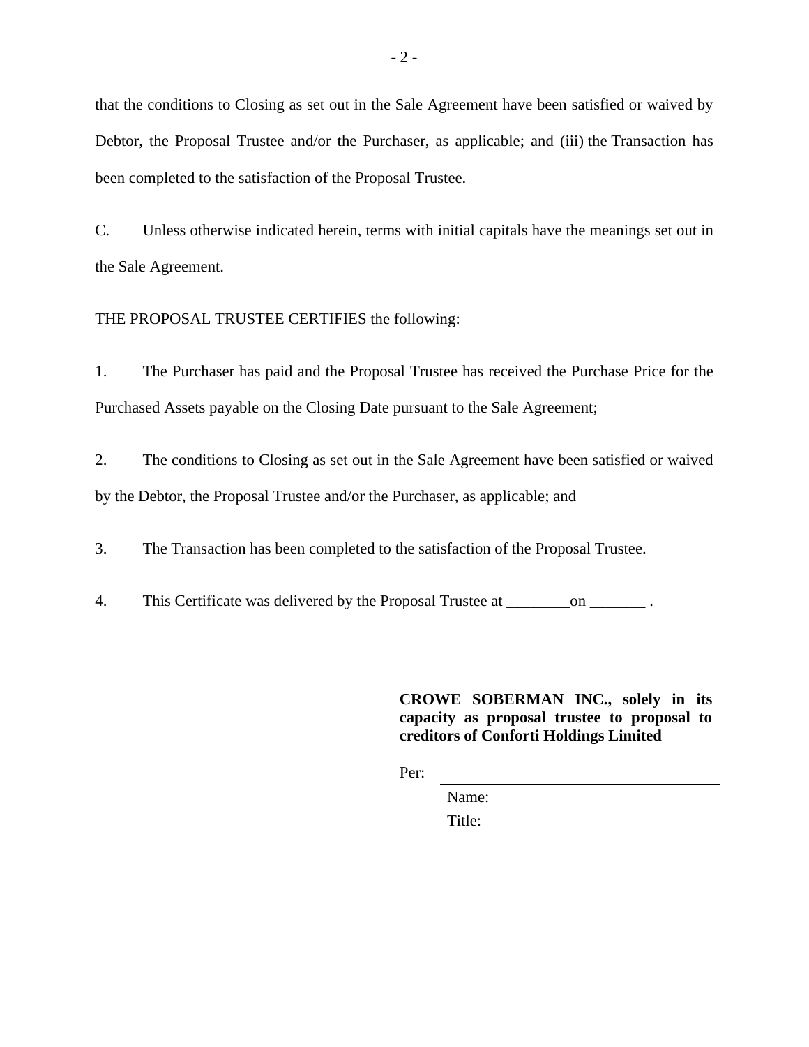that the conditions to Closing as set out in the Sale Agreement have been satisfied or waived by Debtor, the Proposal Trustee and/or the Purchaser, as applicable; and (iii) the Transaction has been completed to the satisfaction of the Proposal Trustee.

C. Unless otherwise indicated herein, terms with initial capitals have the meanings set out in the Sale Agreement.

THE PROPOSAL TRUSTEE CERTIFIES the following:

1. The Purchaser has paid and the Proposal Trustee has received the Purchase Price for the Purchased Assets payable on the Closing Date pursuant to the Sale Agreement;

2. The conditions to Closing as set out in the Sale Agreement have been satisfied or waived by the Debtor, the Proposal Trustee and/or the Purchaser, as applicable; and

3. The Transaction has been completed to the satisfaction of the Proposal Trustee.

4. This Certificate was delivered by the Proposal Trustee at ________on _______ .

**CROWE SOBERMAN INC., solely in its capacity as proposal trustee to proposal to creditors of Conforti Holdings Limited**

Per: ____________________________________

Name:

Title: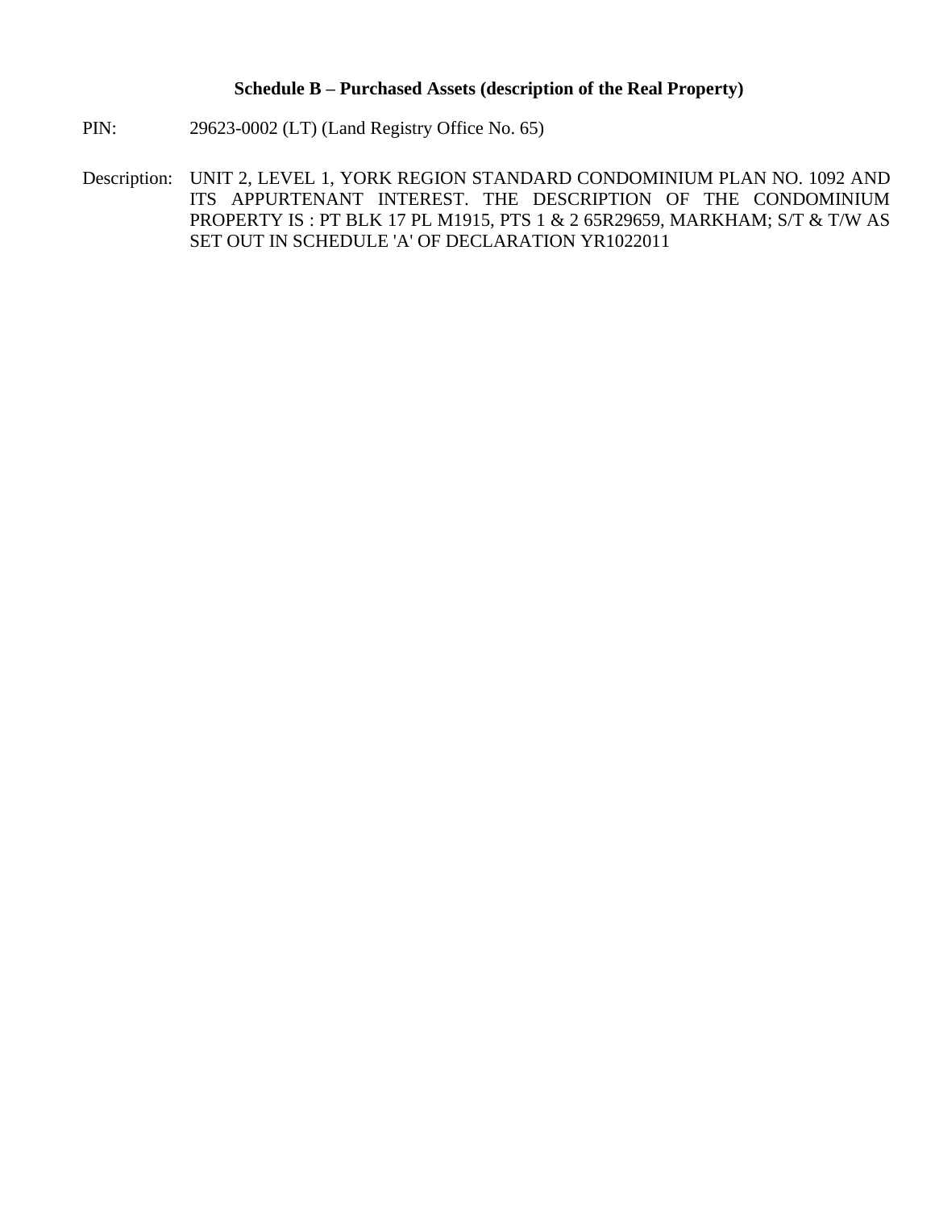### Schedule B – Purchased Assets (description of the Real Property)

PIN: 29623-0002 (LT) (Land Registry Office No. 65)

Description: UNIT 2, LEVEL 1, YORK REGION STANDARD CONDOMINIUM PLAN NO. 1092 AND ITS APPURTENANT INTEREST. THE DESCRIPTION OF THE CONDOMINIUM PROPERTY IS : PT BLK 17 PL M1915, PTS 1 & 2 65R29659, MARKHAM; S/T & T/W AS SET OUT IN SCHEDULE 'A' OF DECLARATION YR1022011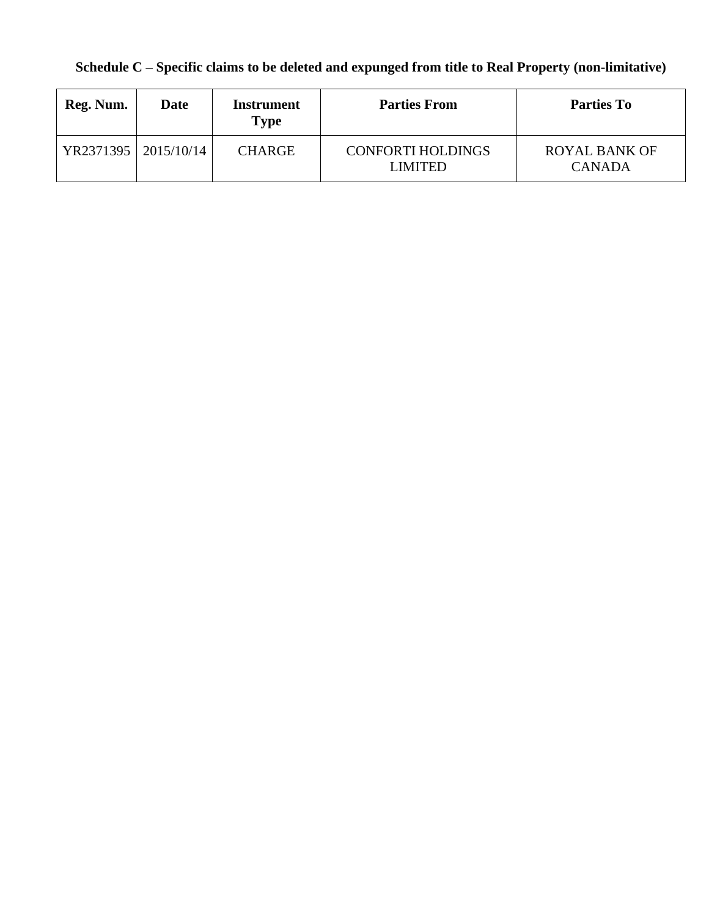**Schedule C – Specific claims to be deleted and expunged from title to Real Property (non-limitative)**

| Reg. Num. | Date | Instrument Type | Parties From | Parties To |
|---|---|---|---|---|
| YR2371395 | 2015/10/14 | CHARGE | CONFORTI HOLDINGS LIMITED | ROYAL BANK OF CANADA |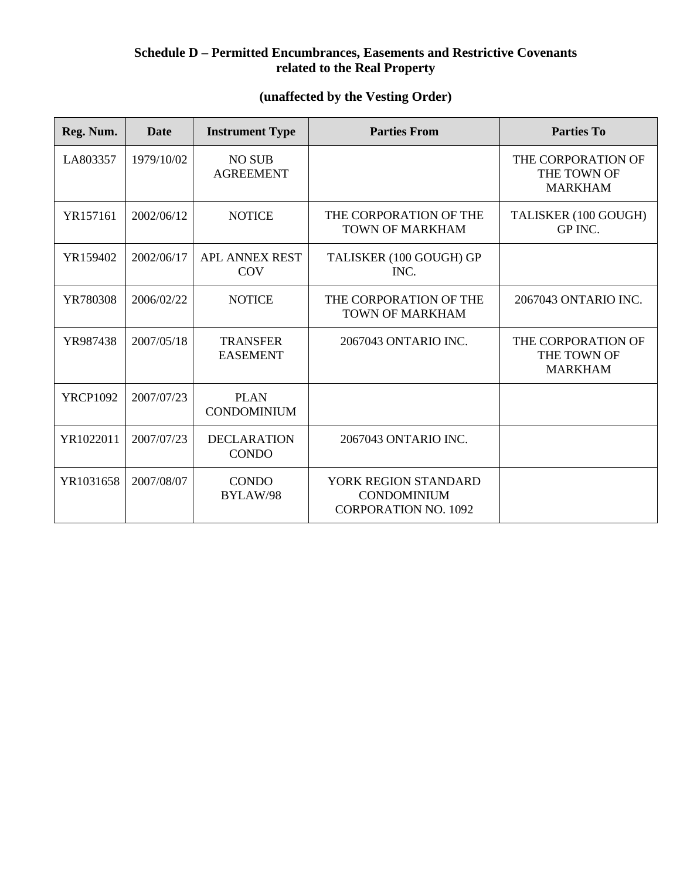**Schedule D – Permitted Encumbrances, Easements and Restrictive Covenants related to the Real Property**

**(unaffected by the Vesting Order)**

| Reg. Num. | Date | Instrument Type | Parties From | Parties To |
|---|---|---|---|---|
| LA803357 | 1979/10/02 | NO SUB AGREEMENT | | THE CORPORATION OF THE TOWN OF MARKHAM |
| YR157161 | 2002/06/12 | NOTICE | THE CORPORATION OF THE TOWN OF MARKHAM | TALISKER (100 GOUGH) GP INC. |
| YR159402 | 2002/06/17 | APL ANNEX REST COV | TALISKER (100 GOUGH) GP INC. | |
| YR780308 | 2006/02/22 | NOTICE | THE CORPORATION OF THE TOWN OF MARKHAM | 2067043 ONTARIO INC. |
| YR987438 | 2007/05/18 | TRANSFER EASEMENT | 2067043 ONTARIO INC. | THE CORPORATION OF THE TOWN OF MARKHAM |
| YRCP1092 | 2007/07/23 | PLAN CONDOMINIUM | | |
| YR1022011 | 2007/07/23 | DECLARATION CONDO | 2067043 ONTARIO INC. | |
| YR1031658 | 2007/08/07 | CONDO BYLAW/98 | YORK REGION STANDARD CONDOMINIUM CORPORATION NO. 1092 | |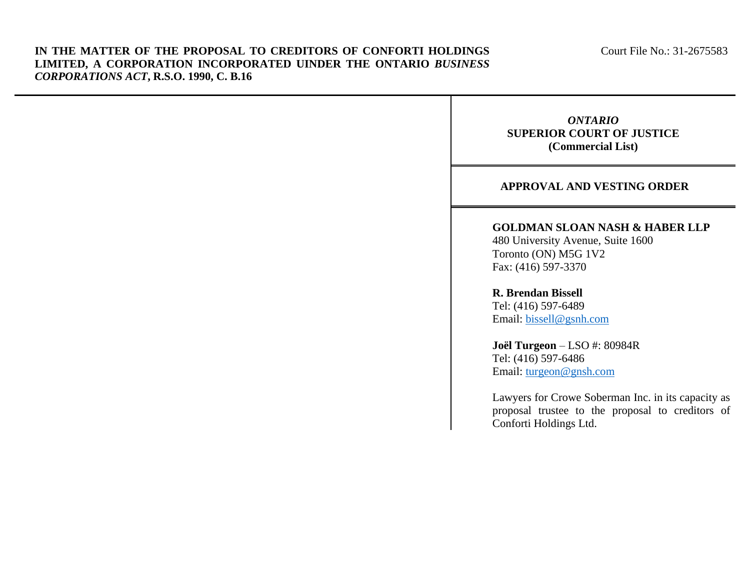**IN THE MATTER OF THE PROPOSAL TO CREDITORS OF CONFORTI HOLDINGS LIMITED, A CORPORATION INCORPORATED UINDER THE ONTARIO *BUSINESS CORPORATIONS ACT*, R.S.O. 1990, C. B.16**

Court File No.: 31-2675583

***ONTARIO***
**SUPERIOR COURT OF JUSTICE**
**(Commercial List)**

**APPROVAL AND VESTING ORDER**

**GOLDMAN SLOAN NASH & HABER LLP**
480 University Avenue, Suite 1600
Toronto (ON) M5G 1V2
Fax: (416) 597-3370

**R. Brendan Bissell**
Tel: (416) 597-6489
Email: bissell@gsnh.com

**Joël Turgeon** – LSO #: 80984R
Tel: (416) 597-6486
Email: turgeon@gnsh.com

Lawyers for Crowe Soberman Inc. in its capacity as proposal trustee to the proposal to creditors of Conforti Holdings Ltd.